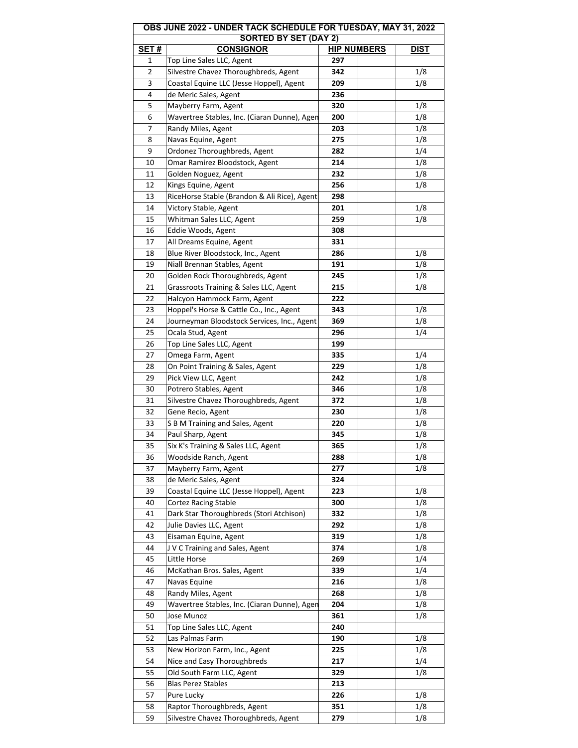| OBS JUNE 2022 - UNDER TACK SCHEDULE FOR TUESDAY, MAY 31, 2022 | | | | |
|---|---|---|---|---|
| SORTED BY SET (DAY 2) | | | | |
| **SET #** | **CONSIGNOR** | **HIP NUMBERS** | | **DIST** |
| 1 | Top Line Sales LLC, Agent | **297** | | |
| 2 | Silvestre Chavez Thoroughbreds, Agent | **342** | | 1/8 |
| 3 | Coastal Equine LLC (Jesse Hoppel), Agent | **209** | | 1/8 |
| 4 | de Meric Sales, Agent | **236** | | |
| 5 | Mayberry Farm, Agent | **320** | | 1/8 |
| 6 | Wavertree Stables, Inc. (Ciaran Dunne), Agen | **200** | | 1/8 |
| 7 | Randy Miles, Agent | **203** | | 1/8 |
| 8 | Navas Equine, Agent | **275** | | 1/8 |
| 9 | Ordonez Thoroughbreds, Agent | **282** | | 1/4 |
| 10 | Omar Ramirez Bloodstock, Agent | **214** | | 1/8 |
| 11 | Golden Noguez, Agent | **232** | | 1/8 |
| 12 | Kings Equine, Agent | **256** | | 1/8 |
| 13 | RiceHorse Stable (Brandon & Ali Rice), Agent | **298** | | |
| 14 | Victory Stable, Agent | **201** | | 1/8 |
| 15 | Whitman Sales LLC, Agent | **259** | | 1/8 |
| 16 | Eddie Woods, Agent | **308** | | |
| 17 | All Dreams Equine, Agent | **331** | | |
| 18 | Blue River Bloodstock, Inc., Agent | **286** | | 1/8 |
| 19 | Niall Brennan Stables, Agent | **191** | | 1/8 |
| 20 | Golden Rock Thoroughbreds, Agent | **245** | | 1/8 |
| 21 | Grassroots Training & Sales LLC, Agent | **215** | | 1/8 |
| 22 | Halcyon Hammock Farm, Agent | **222** | | |
| 23 | Hoppel's Horse & Cattle Co., Inc., Agent | **343** | | 1/8 |
| 24 | Journeyman Bloodstock Services, Inc., Agent | **369** | | 1/8 |
| 25 | Ocala Stud, Agent | **296** | | 1/4 |
| 26 | Top Line Sales LLC, Agent | **199** | | |
| 27 | Omega Farm, Agent | **335** | | 1/4 |
| 28 | On Point Training & Sales, Agent | **229** | | 1/8 |
| 29 | Pick View LLC, Agent | **242** | | 1/8 |
| 30 | Potrero Stables, Agent | **346** | | 1/8 |
| 31 | Silvestre Chavez Thoroughbreds, Agent | **372** | | 1/8 |
| 32 | Gene Recio, Agent | **230** | | 1/8 |
| 33 | S B M Training and Sales, Agent | **220** | | 1/8 |
| 34 | Paul Sharp, Agent | **345** | | 1/8 |
| 35 | Six K's Training & Sales LLC, Agent | **365** | | 1/8 |
| 36 | Woodside Ranch, Agent | **288** | | 1/8 |
| 37 | Mayberry Farm, Agent | **277** | | 1/8 |
| 38 | de Meric Sales, Agent | **324** | | |
| 39 | Coastal Equine LLC (Jesse Hoppel), Agent | **223** | | 1/8 |
| 40 | Cortez Racing Stable | **300** | | 1/8 |
| 41 | Dark Star Thoroughbreds (Stori Atchison) | **332** | | 1/8 |
| 42 | Julie Davies LLC, Agent | **292** | | 1/8 |
| 43 | Eisaman Equine, Agent | **319** | | 1/8 |
| 44 | J V C Training and Sales, Agent | **374** | | 1/8 |
| 45 | Little Horse | **269** | | 1/4 |
| 46 | McKathan Bros. Sales, Agent | **339** | | 1/4 |
| 47 | Navas Equine | **216** | | 1/8 |
| 48 | Randy Miles, Agent | **268** | | 1/8 |
| 49 | Wavertree Stables, Inc. (Ciaran Dunne), Agen | **204** | | 1/8 |
| 50 | Jose Munoz | **361** | | 1/8 |
| 51 | Top Line Sales LLC, Agent | **240** | | |
| 52 | Las Palmas Farm | **190** | | 1/8 |
| 53 | New Horizon Farm, Inc., Agent | **225** | | 1/8 |
| 54 | Nice and Easy Thoroughbreds | **217** | | 1/4 |
| 55 | Old South Farm LLC, Agent | **329** | | 1/8 |
| 56 | Blas Perez Stables | **213** | | |
| 57 | Pure Lucky | **226** | | 1/8 |
| 58 | Raptor Thoroughbreds, Agent | **351** | | 1/8 |
| 59 | Silvestre Chavez Thoroughbreds, Agent | **279** | | 1/8 |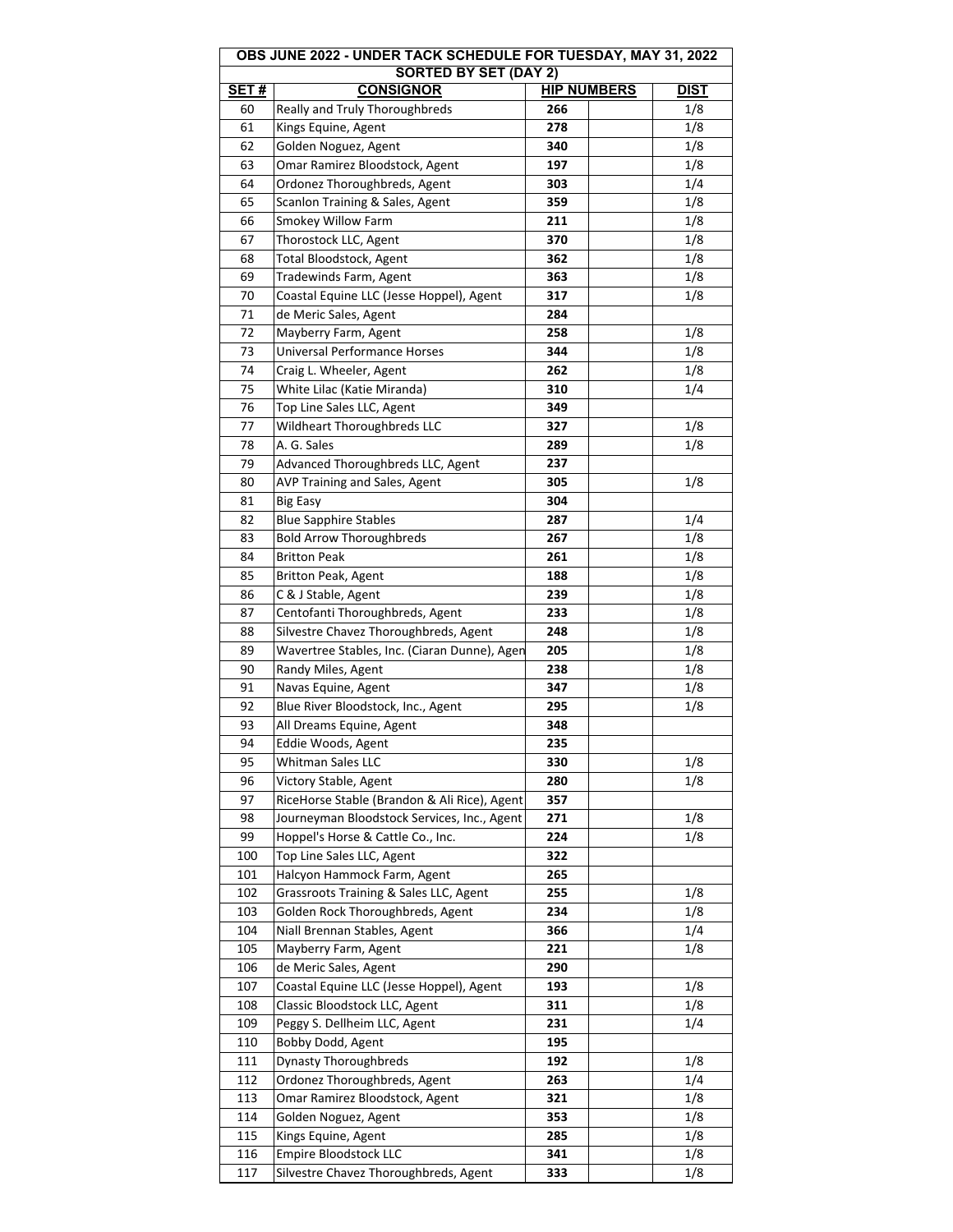| OBS JUNE 2022 - UNDER TACK SCHEDULE FOR TUESDAY, MAY 31, 2022 | | | | |
|---|---|---|---|---|
| SORTED BY SET (DAY 2) | | | | |
| **SET #** | **CONSIGNOR** | **HIP NUMBERS** | | **DIST** |
| 60 | Really and Truly Thoroughbreds | **266** | | 1/8 |
| 61 | Kings Equine, Agent | **278** | | 1/8 |
| 62 | Golden Noguez, Agent | **340** | | 1/8 |
| 63 | Omar Ramirez Bloodstock, Agent | **197** | | 1/8 |
| 64 | Ordonez Thoroughbreds, Agent | **303** | | 1/4 |
| 65 | Scanlon Training & Sales, Agent | **359** | | 1/8 |
| 66 | Smokey Willow Farm | **211** | | 1/8 |
| 67 | Thorostock LLC, Agent | **370** | | 1/8 |
| 68 | Total Bloodstock, Agent | **362** | | 1/8 |
| 69 | Tradewinds Farm, Agent | **363** | | 1/8 |
| 70 | Coastal Equine LLC (Jesse Hoppel), Agent | **317** | | 1/8 |
| 71 | de Meric Sales, Agent | **284** | | |
| 72 | Mayberry Farm, Agent | **258** | | 1/8 |
| 73 | Universal Performance Horses | **344** | | 1/8 |
| 74 | Craig L. Wheeler, Agent | **262** | | 1/8 |
| 75 | White Lilac (Katie Miranda) | **310** | | 1/4 |
| 76 | Top Line Sales LLC, Agent | **349** | | |
| 77 | Wildheart Thoroughbreds LLC | **327** | | 1/8 |
| 78 | A. G. Sales | **289** | | 1/8 |
| 79 | Advanced Thoroughbreds LLC, Agent | **237** | | |
| 80 | AVP Training and Sales, Agent | **305** | | 1/8 |
| 81 | Big Easy | **304** | | |
| 82 | Blue Sapphire Stables | **287** | | 1/4 |
| 83 | Bold Arrow Thoroughbreds | **267** | | 1/8 |
| 84 | Britton Peak | **261** | | 1/8 |
| 85 | Britton Peak, Agent | **188** | | 1/8 |
| 86 | C & J Stable, Agent | **239** | | 1/8 |
| 87 | Centofanti Thoroughbreds, Agent | **233** | | 1/8 |
| 88 | Silvestre Chavez Thoroughbreds, Agent | **248** | | 1/8 |
| 89 | Wavertree Stables, Inc. (Ciaran Dunne), Agen | **205** | | 1/8 |
| 90 | Randy Miles, Agent | **238** | | 1/8 |
| 91 | Navas Equine, Agent | **347** | | 1/8 |
| 92 | Blue River Bloodstock, Inc., Agent | **295** | | 1/8 |
| 93 | All Dreams Equine, Agent | **348** | | |
| 94 | Eddie Woods, Agent | **235** | | |
| 95 | Whitman Sales LLC | **330** | | 1/8 |
| 96 | Victory Stable, Agent | **280** | | 1/8 |
| 97 | RiceHorse Stable (Brandon & Ali Rice), Agent | **357** | | |
| 98 | Journeyman Bloodstock Services, Inc., Agent | **271** | | 1/8 |
| 99 | Hoppel's Horse & Cattle Co., Inc. | **224** | | 1/8 |
| 100 | Top Line Sales LLC, Agent | **322** | | |
| 101 | Halcyon Hammock Farm, Agent | **265** | | |
| 102 | Grassroots Training & Sales LLC, Agent | **255** | | 1/8 |
| 103 | Golden Rock Thoroughbreds, Agent | **234** | | 1/8 |
| 104 | Niall Brennan Stables, Agent | **366** | | 1/4 |
| 105 | Mayberry Farm, Agent | **221** | | 1/8 |
| 106 | de Meric Sales, Agent | **290** | | |
| 107 | Coastal Equine LLC (Jesse Hoppel), Agent | **193** | | 1/8 |
| 108 | Classic Bloodstock LLC, Agent | **311** | | 1/8 |
| 109 | Peggy S. Dellheim LLC, Agent | **231** | | 1/4 |
| 110 | Bobby Dodd, Agent | **195** | | |
| 111 | Dynasty Thoroughbreds | **192** | | 1/8 |
| 112 | Ordonez Thoroughbreds, Agent | **263** | | 1/4 |
| 113 | Omar Ramirez Bloodstock, Agent | **321** | | 1/8 |
| 114 | Golden Noguez, Agent | **353** | | 1/8 |
| 115 | Kings Equine, Agent | **285** | | 1/8 |
| 116 | Empire Bloodstock LLC | **341** | | 1/8 |
| 117 | Silvestre Chavez Thoroughbreds, Agent | **333** | | 1/8 |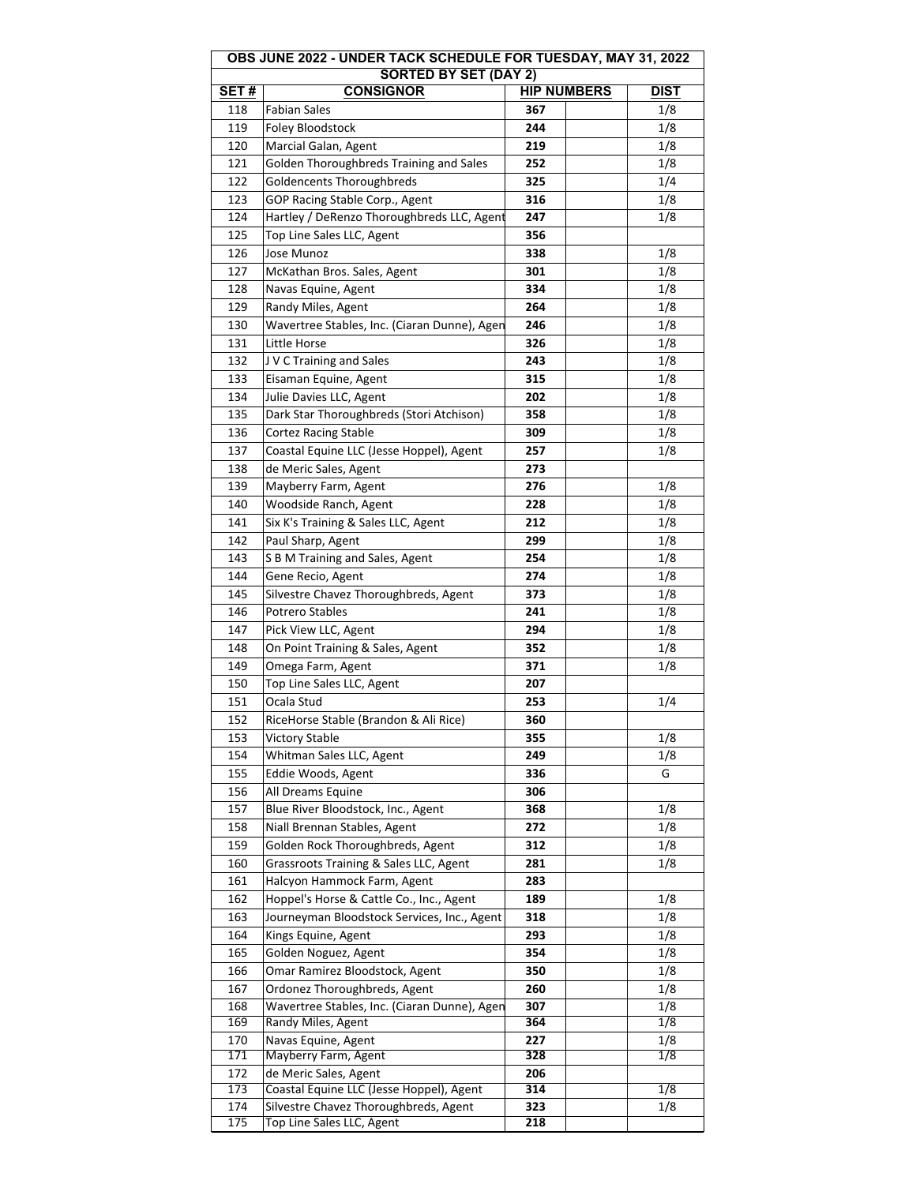| OBS JUNE 2022 - UNDER TACK SCHEDULE FOR TUESDAY, MAY 31, 2022 | | | | |
|---|---|---|---|---|
| SORTED BY SET (DAY 2) | | | | |
| **SET #** | **CONSIGNOR** | **HIP NUMBERS** | | **DIST** |
| 118 | Fabian Sales | **367** | | 1/8 |
| 119 | Foley Bloodstock | **244** | | 1/8 |
| 120 | Marcial Galan, Agent | **219** | | 1/8 |
| 121 | Golden Thoroughbreds Training and Sales | **252** | | 1/8 |
| 122 | Goldencents Thoroughbreds | **325** | | 1/4 |
| 123 | GOP Racing Stable Corp., Agent | **316** | | 1/8 |
| 124 | Hartley / DeRenzo Thoroughbreds LLC, Agent | **247** | | 1/8 |
| 125 | Top Line Sales LLC, Agent | **356** | | |
| 126 | Jose Munoz | **338** | | 1/8 |
| 127 | McKathan Bros. Sales, Agent | **301** | | 1/8 |
| 128 | Navas Equine, Agent | **334** | | 1/8 |
| 129 | Randy Miles, Agent | **264** | | 1/8 |
| 130 | Wavertree Stables, Inc. (Ciaran Dunne), Agen | **246** | | 1/8 |
| 131 | Little Horse | **326** | | 1/8 |
| 132 | J V C Training and Sales | **243** | | 1/8 |
| 133 | Eisaman Equine, Agent | **315** | | 1/8 |
| 134 | Julie Davies LLC, Agent | **202** | | 1/8 |
| 135 | Dark Star Thoroughbreds (Stori Atchison) | **358** | | 1/8 |
| 136 | Cortez Racing Stable | **309** | | 1/8 |
| 137 | Coastal Equine LLC (Jesse Hoppel), Agent | **257** | | 1/8 |
| 138 | de Meric Sales, Agent | **273** | | |
| 139 | Mayberry Farm, Agent | **276** | | 1/8 |
| 140 | Woodside Ranch, Agent | **228** | | 1/8 |
| 141 | Six K's Training & Sales LLC, Agent | **212** | | 1/8 |
| 142 | Paul Sharp, Agent | **299** | | 1/8 |
| 143 | S B M Training and Sales, Agent | **254** | | 1/8 |
| 144 | Gene Recio, Agent | **274** | | 1/8 |
| 145 | Silvestre Chavez Thoroughbreds, Agent | **373** | | 1/8 |
| 146 | Potrero Stables | **241** | | 1/8 |
| 147 | Pick View LLC, Agent | **294** | | 1/8 |
| 148 | On Point Training & Sales, Agent | **352** | | 1/8 |
| 149 | Omega Farm, Agent | **371** | | 1/8 |
| 150 | Top Line Sales LLC, Agent | **207** | | |
| 151 | Ocala Stud | **253** | | 1/4 |
| 152 | RiceHorse Stable (Brandon & Ali Rice) | **360** | | |
| 153 | Victory Stable | **355** | | 1/8 |
| 154 | Whitman Sales LLC, Agent | **249** | | 1/8 |
| 155 | Eddie Woods, Agent | **336** | | G |
| 156 | All Dreams Equine | **306** | | |
| 157 | Blue River Bloodstock, Inc., Agent | **368** | | 1/8 |
| 158 | Niall Brennan Stables, Agent | **272** | | 1/8 |
| 159 | Golden Rock Thoroughbreds, Agent | **312** | | 1/8 |
| 160 | Grassroots Training & Sales LLC, Agent | **281** | | 1/8 |
| 161 | Halcyon Hammock Farm, Agent | **283** | | |
| 162 | Hoppel's Horse & Cattle Co., Inc., Agent | **189** | | 1/8 |
| 163 | Journeyman Bloodstock Services, Inc., Agent | **318** | | 1/8 |
| 164 | Kings Equine, Agent | **293** | | 1/8 |
| 165 | Golden Noguez, Agent | **354** | | 1/8 |
| 166 | Omar Ramirez Bloodstock, Agent | **350** | | 1/8 |
| 167 | Ordonez Thoroughbreds, Agent | **260** | | 1/8 |
| 168 | Wavertree Stables, Inc. (Ciaran Dunne), Agen | **307** | | 1/8 |
| 169 | Randy Miles, Agent | **364** | | 1/8 |
| 170 | Navas Equine, Agent | **227** | | 1/8 |
| 171 | Mayberry Farm, Agent | **328** | | 1/8 |
| 172 | de Meric Sales, Agent | **206** | | |
| 173 | Coastal Equine LLC (Jesse Hoppel), Agent | **314** | | 1/8 |
| 174 | Silvestre Chavez Thoroughbreds, Agent | **323** | | 1/8 |
| 175 | Top Line Sales LLC, Agent | **218** | | |